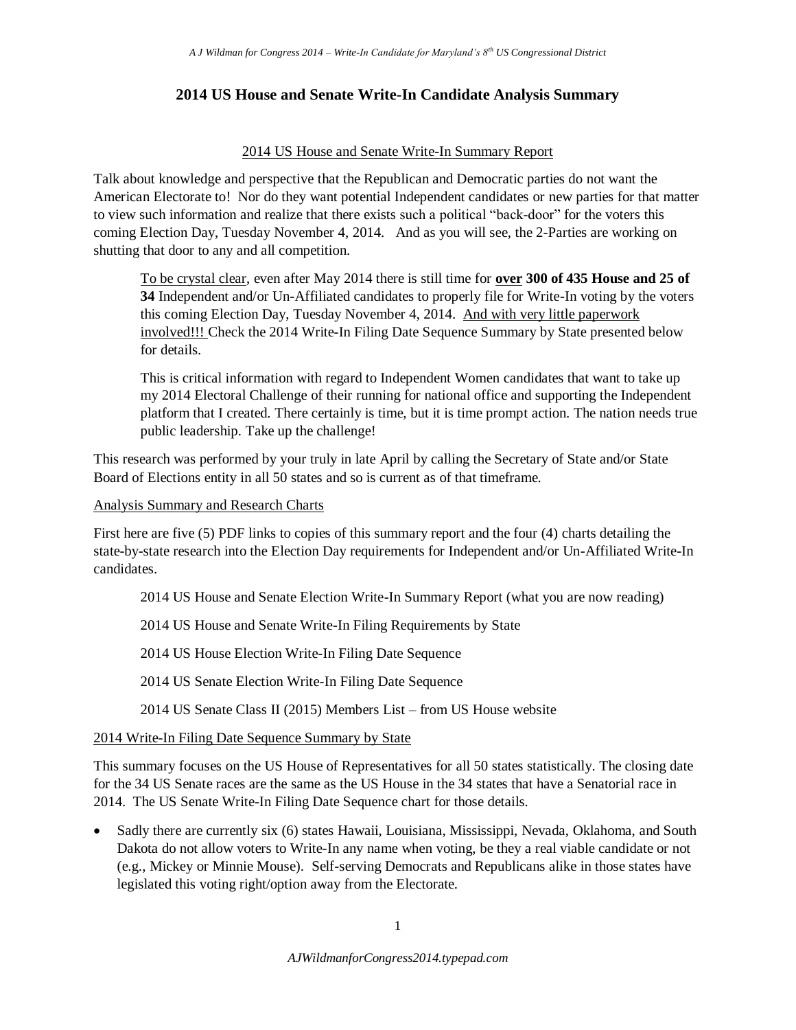# 2014 US House and Senate Write-In Candidate Analysis Summary

## 2014 US House and Senate Write-In Summary Report

Talk about knowledge and perspective that the Republican and Democratic parties do not want the American Electorate to! Nor do they want potential Independent candidates or new parties for that matter to view such information and realize that there exists such a political "back-door" for the voters this coming Election Day, Tuesday November 4, 2014. And as you will see, the 2-Parties are working on shutting that door to any and all competition.

> To be crystal clear, even after May 2014 there is still time for **over 300 of 435 House and 25 of 34** Independent and/or Un-Affiliated candidates to properly file for Write-In voting by the voters this coming Election Day, Tuesday November 4, 2014. And with very little paperwork involved!!! Check the 2014 Write-In Filing Date Sequence Summary by State presented below for details.
>
> This is critical information with regard to Independent Women candidates that want to take up my 2014 Electoral Challenge of their running for national office and supporting the Independent platform that I created. There certainly is time, but it is time prompt action. The nation needs true public leadership. Take up the challenge!

This research was performed by your truly in late April by calling the Secretary of State and/or State Board of Elections entity in all 50 states and so is current as of that timeframe.

### Analysis Summary and Research Charts

First here are five (5) PDF links to copies of this summary report and the four (4) charts detailing the state-by-state research into the Election Day requirements for Independent and/or Un-Affiliated Write-In candidates.

> 2014 US House and Senate Election Write-In Summary Report (what you are now reading)
>
> 2014 US House and Senate Write-In Filing Requirements by State
>
> 2014 US House Election Write-In Filing Date Sequence
>
> 2014 US Senate Election Write-In Filing Date Sequence
>
> 2014 US Senate Class II (2015) Members List – from US House website

### 2014 Write-In Filing Date Sequence Summary by State

This summary focuses on the US House of Representatives for all 50 states statistically. The closing date for the 34 US Senate races are the same as the US House in the 34 states that have a Senatorial race in 2014. The US Senate Write-In Filing Date Sequence chart for those details.

- Sadly there are currently six (6) states Hawaii, Louisiana, Mississippi, Nevada, Oklahoma, and South Dakota do not allow voters to Write-In any name when voting, be they a real viable candidate or not (e.g., Mickey or Minnie Mouse). Self-serving Democrats and Republicans alike in those states have legislated this voting right/option away from the Electorate.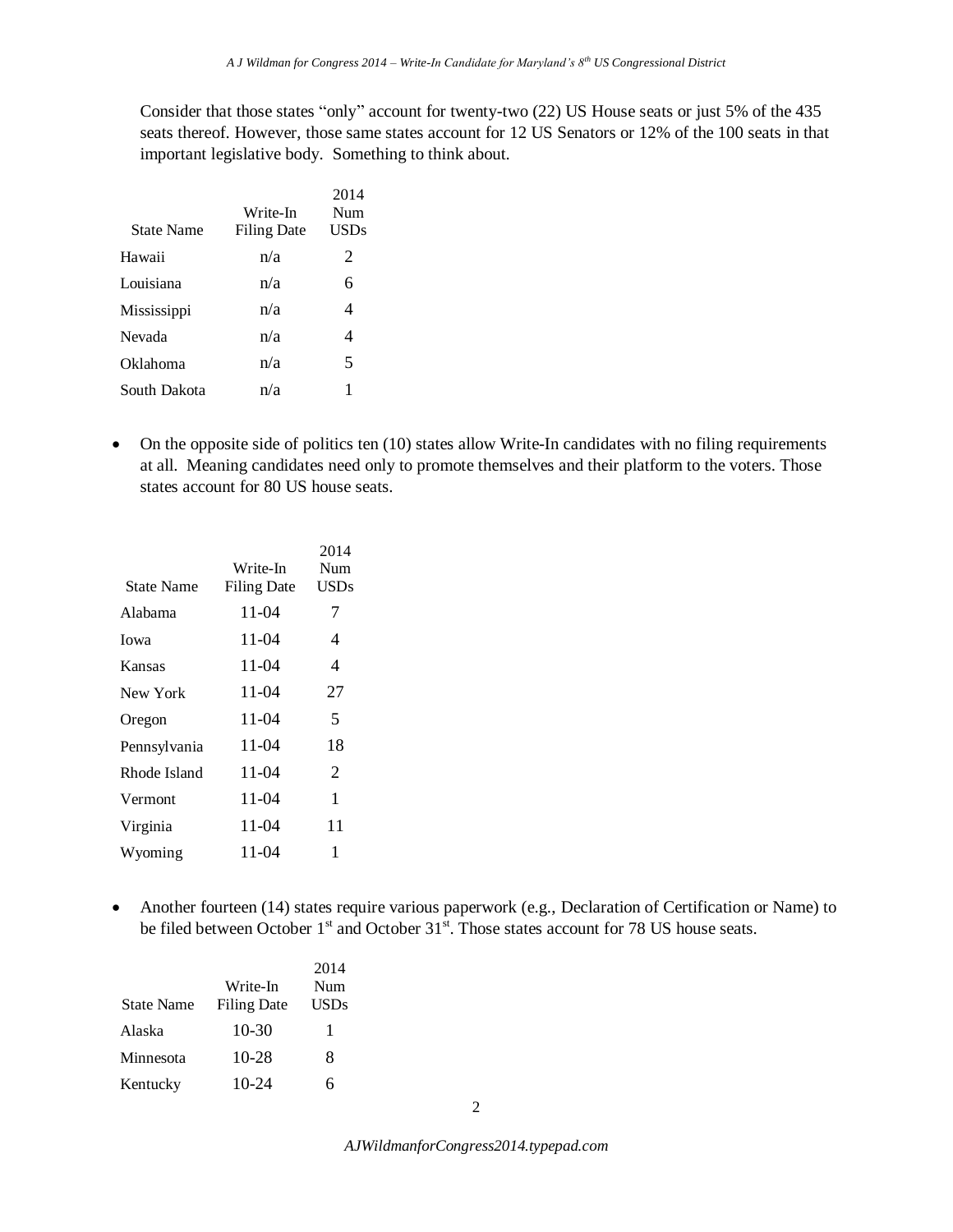Consider that those states "only" account for twenty-two (22) US House seats or just 5% of the 435 seats thereof. However, those same states account for 12 US Senators or 12% of the 100 seats in that important legislative body. Something to think about.

| State Name | Write-In Filing Date | 2014 Num USDs |
|---|---|---|
| Hawaii | n/a | 2 |
| Louisiana | n/a | 6 |
| Mississippi | n/a | 4 |
| Nevada | n/a | 4 |
| Oklahoma | n/a | 5 |
| South Dakota | n/a | 1 |

- On the opposite side of politics ten (10) states allow Write-In candidates with no filing requirements at all. Meaning candidates need only to promote themselves and their platform to the voters. Those states account for 80 US house seats.

| State Name | Write-In Filing Date | 2014 Num USDs |
|---|---|---|
| Alabama | 11-04 | 7 |
| Iowa | 11-04 | 4 |
| Kansas | 11-04 | 4 |
| New York | 11-04 | 27 |
| Oregon | 11-04 | 5 |
| Pennsylvania | 11-04 | 18 |
| Rhode Island | 11-04 | 2 |
| Vermont | 11-04 | 1 |
| Virginia | 11-04 | 11 |
| Wyoming | 11-04 | 1 |

- Another fourteen (14) states require various paperwork (e.g., Declaration of Certification or Name) to be filed between October 1st and October 31st. Those states account for 78 US house seats.

| State Name | Write-In Filing Date | 2014 Num USDs |
|---|---|---|
| Alaska | 10-30 | 1 |
| Minnesota | 10-28 | 8 |
| Kentucky | 10-24 | 6 |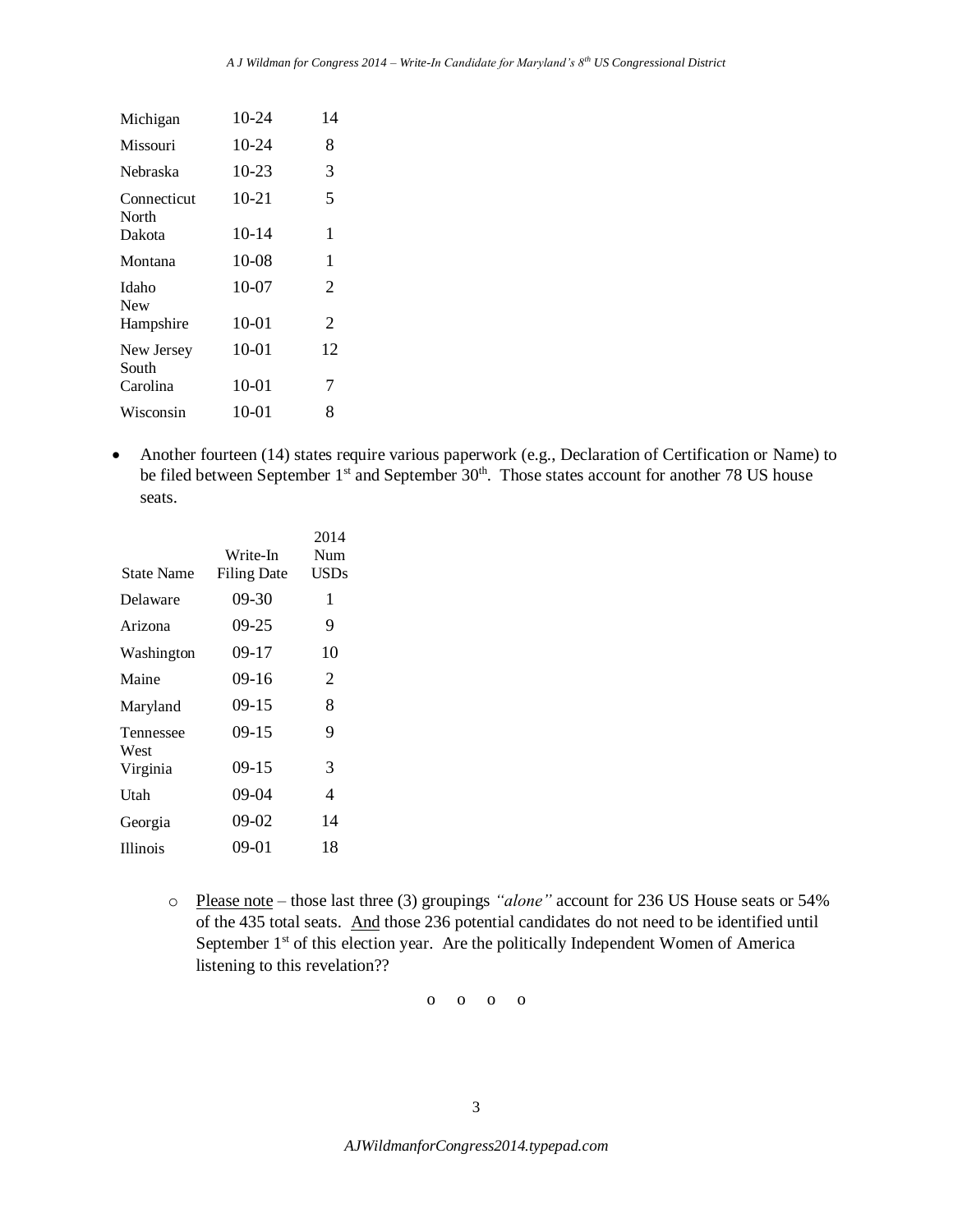| | | |
|---|---|---|
| Michigan | 10-24 | 14 |
| Missouri | 10-24 | 8 |
| Nebraska | 10-23 | 3 |
| Connecticut | 10-21 | 5 |
| North Dakota | 10-14 | 1 |
| Montana | 10-08 | 1 |
| Idaho | 10-07 | 2 |
| New Hampshire | 10-01 | 2 |
| New Jersey | 10-01 | 12 |
| South Carolina | 10-01 | 7 |
| Wisconsin | 10-01 | 8 |

- Another fourteen (14) states require various paperwork (e.g., Declaration of Certification or Name) to be filed between September 1st and September 30th. Those states account for another 78 US house seats.

| State Name | Write-In Filing Date | 2014 Num USDs |
|---|---|---|
| Delaware | 09-30 | 1 |
| Arizona | 09-25 | 9 |
| Washington | 09-17 | 10 |
| Maine | 09-16 | 2 |
| Maryland | 09-15 | 8 |
| Tennessee | 09-15 | 9 |
| West Virginia | 09-15 | 3 |
| Utah | 09-04 | 4 |
| Georgia | 09-02 | 14 |
| Illinois | 09-01 | 18 |

  - Please note – those last three (3) groupings *"alone"* account for 236 US House seats or 54% of the 435 total seats. And those 236 potential candidates do not need to be identified until September 1st of this election year. Are the politically Independent Women of America listening to this revelation??

o o o o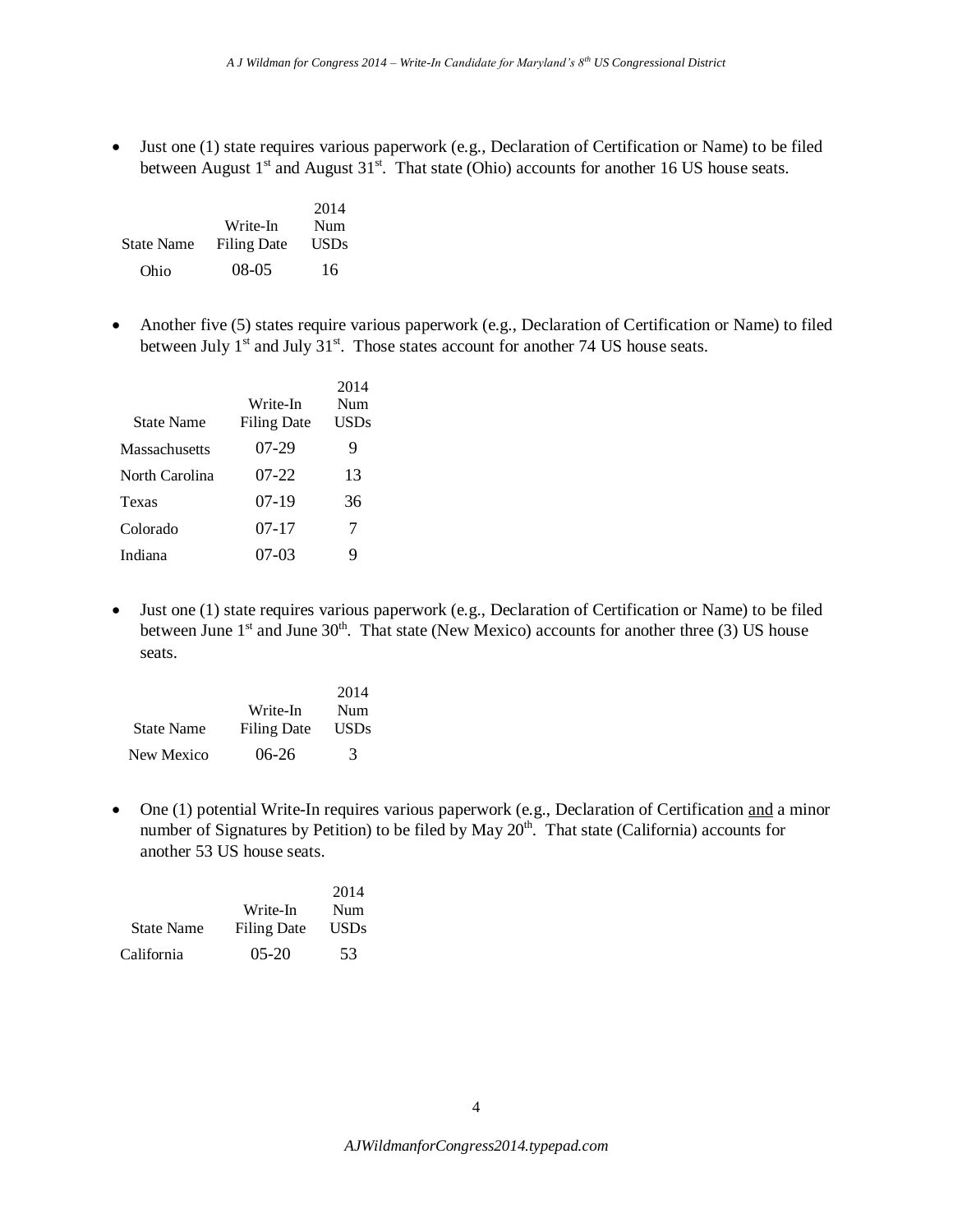- Just one (1) state requires various paperwork (e.g., Declaration of Certification or Name) to be filed between August 1st and August 31st. That state (Ohio) accounts for another 16 US house seats.

| State Name | Write-In Filing Date | 2014 Num USDs |
|---|---|---|
| Ohio | 08-05 | 16 |

- Another five (5) states require various paperwork (e.g., Declaration of Certification or Name) to filed between July 1st and July 31st. Those states account for another 74 US house seats.

| State Name | Write-In Filing Date | 2014 Num USDs |
|---|---|---|
| Massachusetts | 07-29 | 9 |
| North Carolina | 07-22 | 13 |
| Texas | 07-19 | 36 |
| Colorado | 07-17 | 7 |
| Indiana | 07-03 | 9 |

- Just one (1) state requires various paperwork (e.g., Declaration of Certification or Name) to be filed between June 1st and June 30th. That state (New Mexico) accounts for another three (3) US house seats.

| State Name | Write-In Filing Date | 2014 Num USDs |
|---|---|---|
| New Mexico | 06-26 | 3 |

- One (1) potential Write-In requires various paperwork (e.g., Declaration of Certification and a minor number of Signatures by Petition) to be filed by May 20th. That state (California) accounts for another 53 US house seats.

| State Name | Write-In Filing Date | 2014 Num USDs |
|---|---|---|
| California | 05-20 | 53 |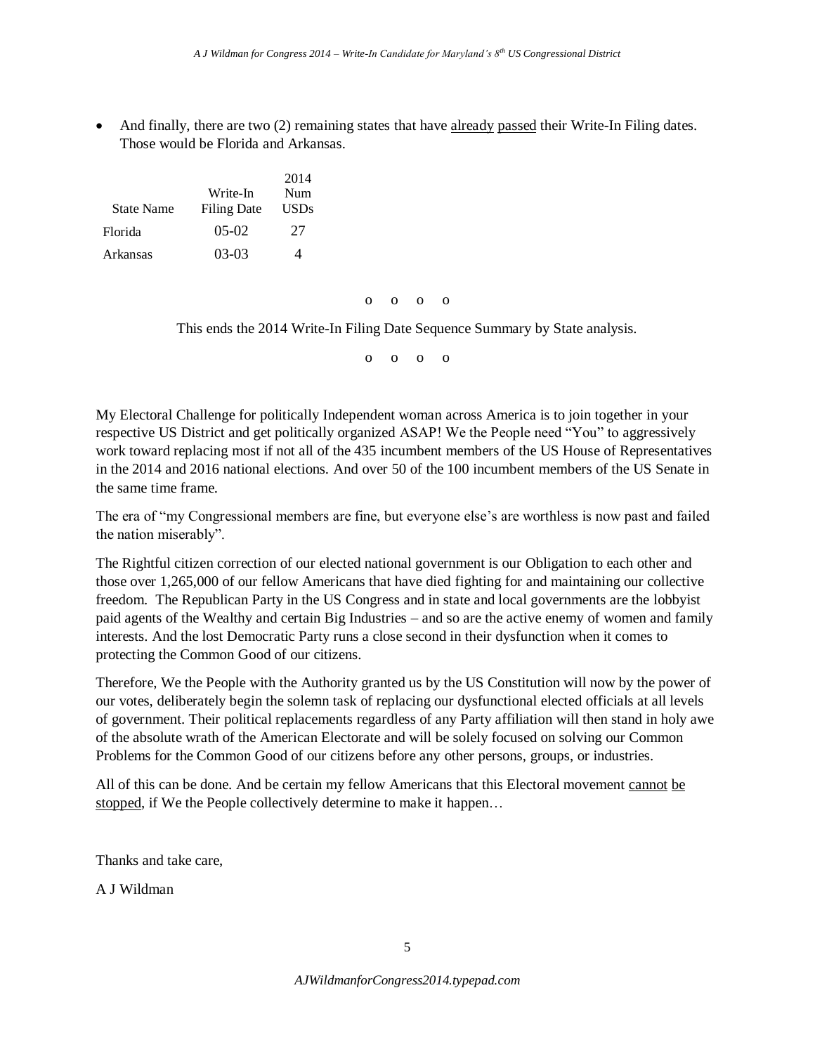- And finally, there are two (2) remaining states that have <u>already</u> <u>passed</u> their Write-In Filing dates. Those would be Florida and Arkansas.

| State Name | Write-In Filing Date | 2014 Num USDs |
|---|---|---|
| Florida | 05-02 | 27 |
| Arkansas | 03-03 | 4 |

o o o o

This ends the 2014 Write-In Filing Date Sequence Summary by State analysis.

o o o o

My Electoral Challenge for politically Independent woman across America is to join together in your respective US District and get politically organized ASAP! We the People need "You" to aggressively work toward replacing most if not all of the 435 incumbent members of the US House of Representatives in the 2014 and 2016 national elections. And over 50 of the 100 incumbent members of the US Senate in the same time frame.

The era of "my Congressional members are fine, but everyone else's are worthless is now past and failed the nation miserably".

The Rightful citizen correction of our elected national government is our Obligation to each other and those over 1,265,000 of our fellow Americans that have died fighting for and maintaining our collective freedom. The Republican Party in the US Congress and in state and local governments are the lobbyist paid agents of the Wealthy and certain Big Industries – and so are the active enemy of women and family interests. And the lost Democratic Party runs a close second in their dysfunction when it comes to protecting the Common Good of our citizens.

Therefore, We the People with the Authority granted us by the US Constitution will now by the power of our votes, deliberately begin the solemn task of replacing our dysfunctional elected officials at all levels of government. Their political replacements regardless of any Party affiliation will then stand in holy awe of the absolute wrath of the American Electorate and will be solely focused on solving our Common Problems for the Common Good of our citizens before any other persons, groups, or industries.

All of this can be done. And be certain my fellow Americans that this Electoral movement <u>cannot</u> <u>be</u> <u>stopped</u>, if We the People collectively determine to make it happen…

Thanks and take care,

A J Wildman